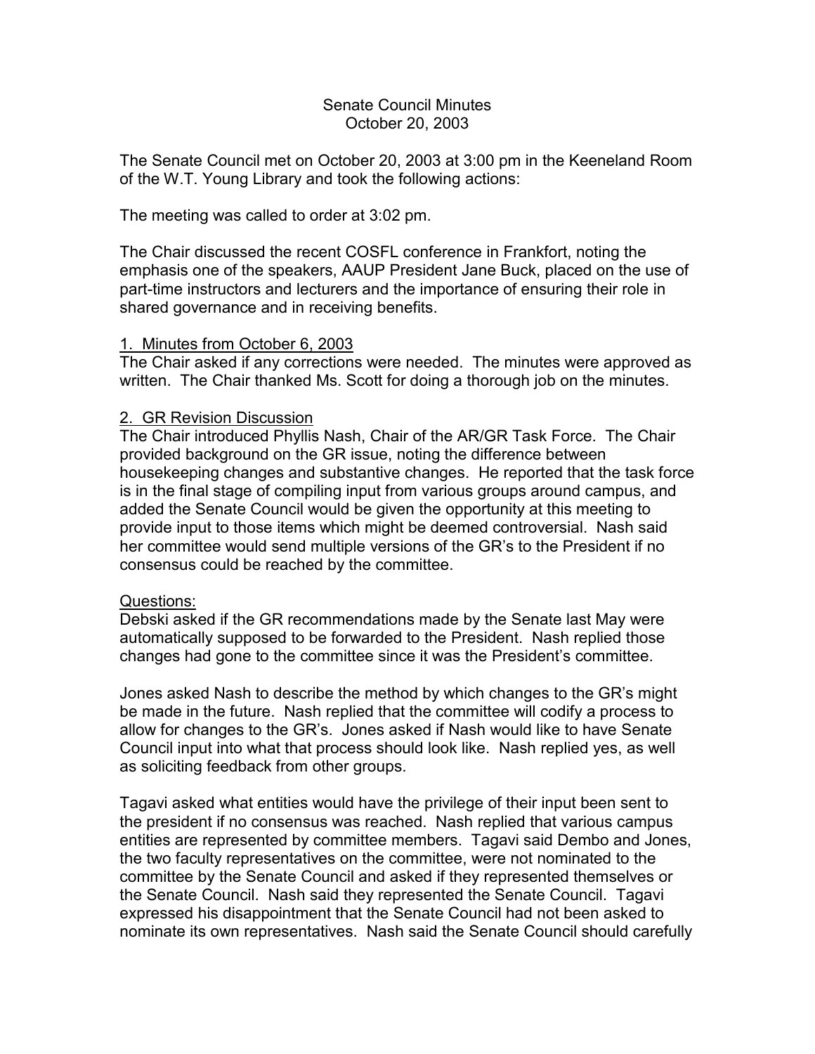Senate Council Minutes
October 20, 2003

The Senate Council met on October 20, 2003 at 3:00 pm in the Keeneland Room of the W.T. Young Library and took the following actions:

The meeting was called to order at 3:02 pm.

The Chair discussed the recent COSFL conference in Frankfort, noting the emphasis one of the speakers, AAUP President Jane Buck, placed on the use of part-time instructors and lecturers and the importance of ensuring their role in shared governance and in receiving benefits.

1. Minutes from October 6, 2003

The Chair asked if any corrections were needed. The minutes were approved as written. The Chair thanked Ms. Scott for doing a thorough job on the minutes.

2. GR Revision Discussion

The Chair introduced Phyllis Nash, Chair of the AR/GR Task Force. The Chair provided background on the GR issue, noting the difference between housekeeping changes and substantive changes. He reported that the task force is in the final stage of compiling input from various groups around campus, and added the Senate Council would be given the opportunity at this meeting to provide input to those items which might be deemed controversial. Nash said her committee would send multiple versions of the GR's to the President if no consensus could be reached by the committee.

Questions:

Debski asked if the GR recommendations made by the Senate last May were automatically supposed to be forwarded to the President. Nash replied those changes had gone to the committee since it was the President's committee.

Jones asked Nash to describe the method by which changes to the GR's might be made in the future. Nash replied that the committee will codify a process to allow for changes to the GR's. Jones asked if Nash would like to have Senate Council input into what that process should look like. Nash replied yes, as well as soliciting feedback from other groups.

Tagavi asked what entities would have the privilege of their input been sent to the president if no consensus was reached. Nash replied that various campus entities are represented by committee members. Tagavi said Dembo and Jones, the two faculty representatives on the committee, were not nominated to the committee by the Senate Council and asked if they represented themselves or the Senate Council. Nash said they represented the Senate Council. Tagavi expressed his disappointment that the Senate Council had not been asked to nominate its own representatives. Nash said the Senate Council should carefully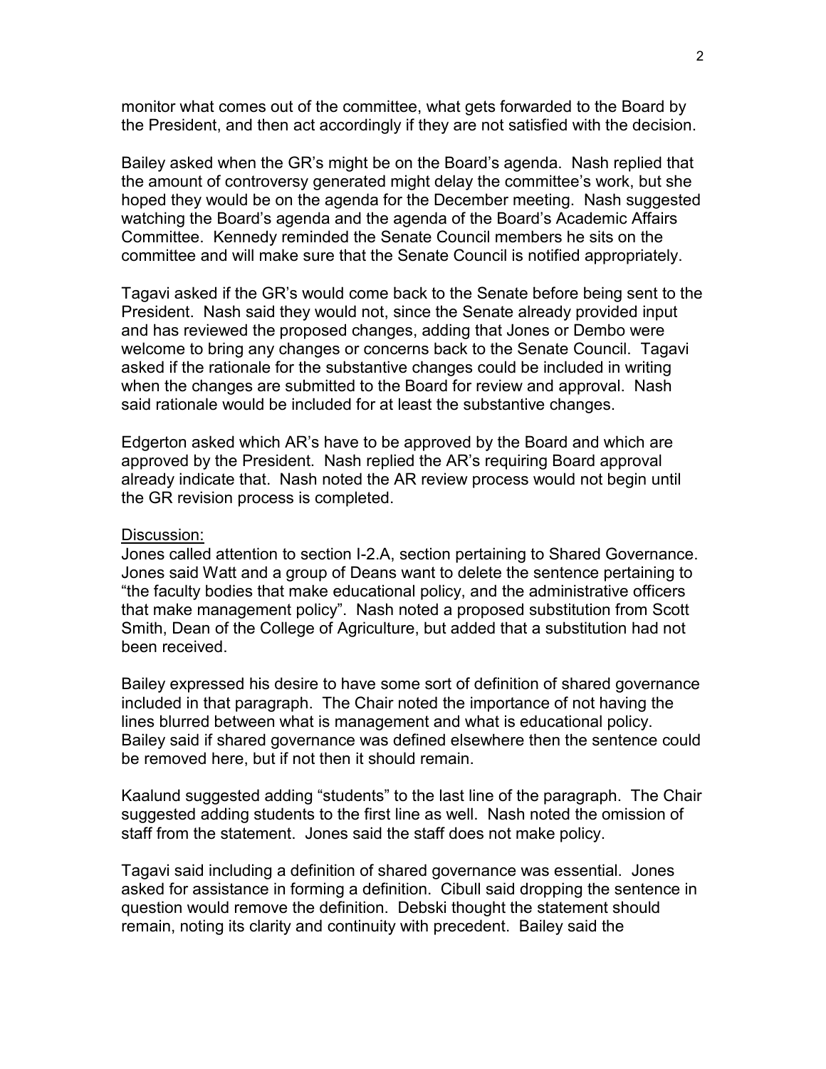monitor what comes out of the committee, what gets forwarded to the Board by the President, and then act accordingly if they are not satisfied with the decision.

Bailey asked when the GR's might be on the Board's agenda. Nash replied that the amount of controversy generated might delay the committee's work, but she hoped they would be on the agenda for the December meeting. Nash suggested watching the Board's agenda and the agenda of the Board's Academic Affairs Committee. Kennedy reminded the Senate Council members he sits on the committee and will make sure that the Senate Council is notified appropriately.

Tagavi asked if the GR's would come back to the Senate before being sent to the President. Nash said they would not, since the Senate already provided input and has reviewed the proposed changes, adding that Jones or Dembo were welcome to bring any changes or concerns back to the Senate Council. Tagavi asked if the rationale for the substantive changes could be included in writing when the changes are submitted to the Board for review and approval. Nash said rationale would be included for at least the substantive changes.

Edgerton asked which AR's have to be approved by the Board and which are approved by the President. Nash replied the AR's requiring Board approval already indicate that. Nash noted the AR review process would not begin until the GR revision process is completed.

Discussion:
Jones called attention to section I-2.A, section pertaining to Shared Governance. Jones said Watt and a group of Deans want to delete the sentence pertaining to "the faculty bodies that make educational policy, and the administrative officers that make management policy". Nash noted a proposed substitution from Scott Smith, Dean of the College of Agriculture, but added that a substitution had not been received.

Bailey expressed his desire to have some sort of definition of shared governance included in that paragraph. The Chair noted the importance of not having the lines blurred between what is management and what is educational policy. Bailey said if shared governance was defined elsewhere then the sentence could be removed here, but if not then it should remain.

Kaalund suggested adding "students" to the last line of the paragraph. The Chair suggested adding students to the first line as well. Nash noted the omission of staff from the statement. Jones said the staff does not make policy.

Tagavi said including a definition of shared governance was essential. Jones asked for assistance in forming a definition. Cibull said dropping the sentence in question would remove the definition. Debski thought the statement should remain, noting its clarity and continuity with precedent. Bailey said the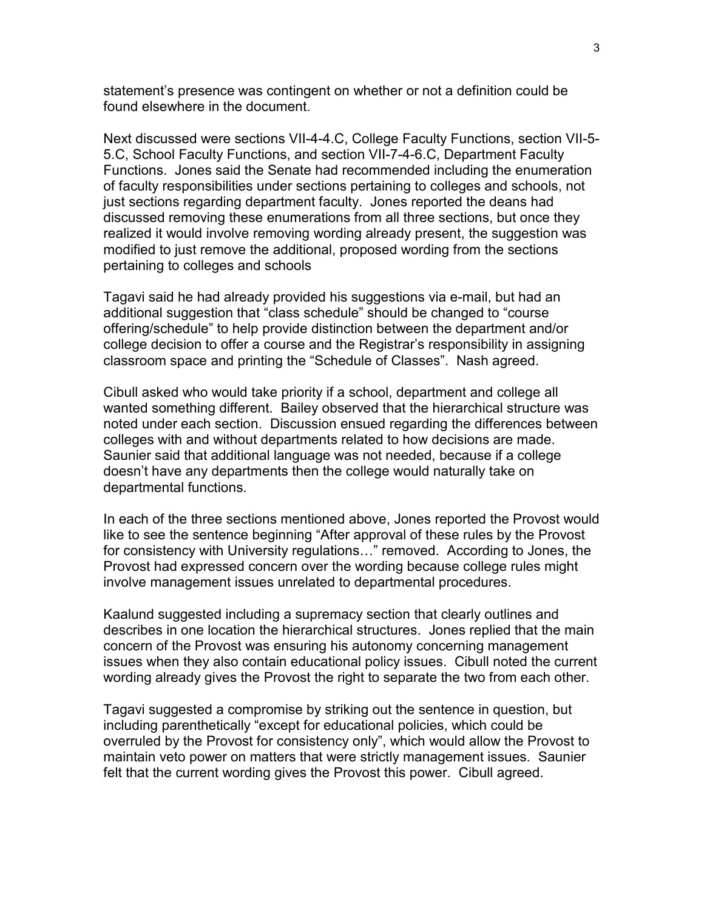statement's presence was contingent on whether or not a definition could be found elsewhere in the document.

Next discussed were sections VII-4-4.C, College Faculty Functions, section VII-5-5.C, School Faculty Functions, and section VII-7-4-6.C, Department Faculty Functions. Jones said the Senate had recommended including the enumeration of faculty responsibilities under sections pertaining to colleges and schools, not just sections regarding department faculty. Jones reported the deans had discussed removing these enumerations from all three sections, but once they realized it would involve removing wording already present, the suggestion was modified to just remove the additional, proposed wording from the sections pertaining to colleges and schools

Tagavi said he had already provided his suggestions via e-mail, but had an additional suggestion that "class schedule" should be changed to "course offering/schedule" to help provide distinction between the department and/or college decision to offer a course and the Registrar's responsibility in assigning classroom space and printing the "Schedule of Classes". Nash agreed.

Cibull asked who would take priority if a school, department and college all wanted something different. Bailey observed that the hierarchical structure was noted under each section. Discussion ensued regarding the differences between colleges with and without departments related to how decisions are made. Saunier said that additional language was not needed, because if a college doesn't have any departments then the college would naturally take on departmental functions.

In each of the three sections mentioned above, Jones reported the Provost would like to see the sentence beginning "After approval of these rules by the Provost for consistency with University regulations…" removed. According to Jones, the Provost had expressed concern over the wording because college rules might involve management issues unrelated to departmental procedures.

Kaalund suggested including a supremacy section that clearly outlines and describes in one location the hierarchical structures. Jones replied that the main concern of the Provost was ensuring his autonomy concerning management issues when they also contain educational policy issues. Cibull noted the current wording already gives the Provost the right to separate the two from each other.

Tagavi suggested a compromise by striking out the sentence in question, but including parenthetically "except for educational policies, which could be overruled by the Provost for consistency only", which would allow the Provost to maintain veto power on matters that were strictly management issues. Saunier felt that the current wording gives the Provost this power. Cibull agreed.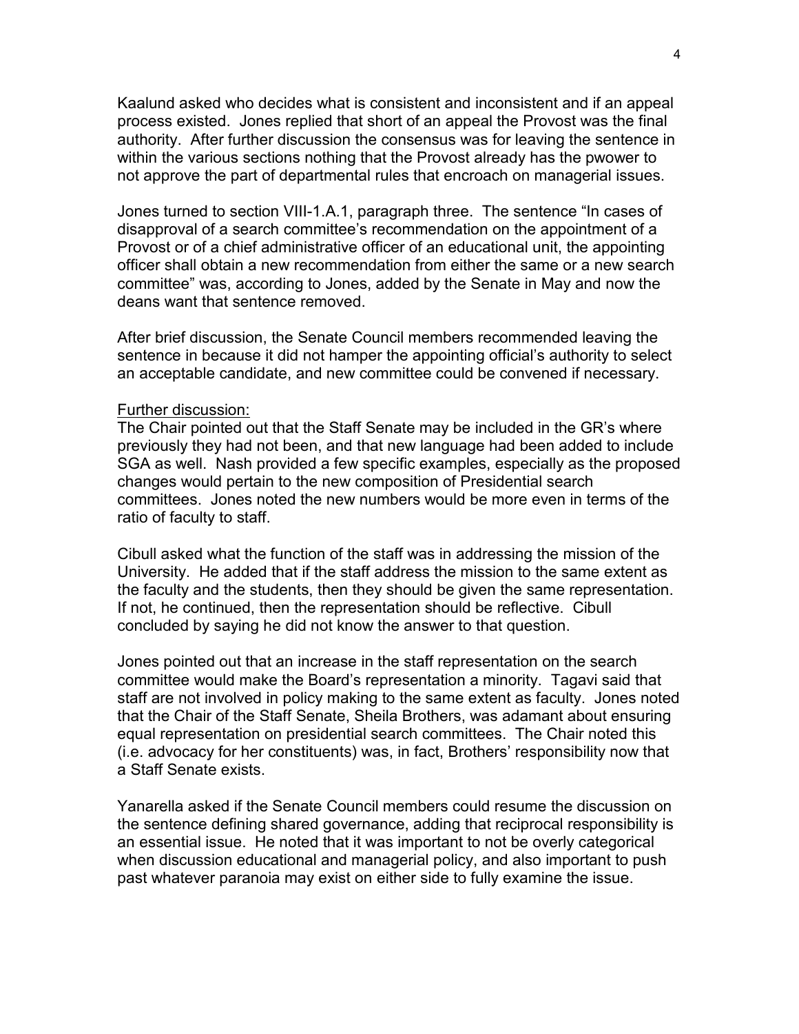Kaalund asked who decides what is consistent and inconsistent and if an appeal process existed. Jones replied that short of an appeal the Provost was the final authority. After further discussion the consensus was for leaving the sentence in within the various sections nothing that the Provost already has the pwower to not approve the part of departmental rules that encroach on managerial issues.

Jones turned to section VIII-1.A.1, paragraph three. The sentence "In cases of disapproval of a search committee's recommendation on the appointment of a Provost or of a chief administrative officer of an educational unit, the appointing officer shall obtain a new recommendation from either the same or a new search committee" was, according to Jones, added by the Senate in May and now the deans want that sentence removed.

After brief discussion, the Senate Council members recommended leaving the sentence in because it did not hamper the appointing official's authority to select an acceptable candidate, and new committee could be convened if necessary.

Further discussion:
The Chair pointed out that the Staff Senate may be included in the GR's where previously they had not been, and that new language had been added to include SGA as well. Nash provided a few specific examples, especially as the proposed changes would pertain to the new composition of Presidential search committees. Jones noted the new numbers would be more even in terms of the ratio of faculty to staff.

Cibull asked what the function of the staff was in addressing the mission of the University. He added that if the staff address the mission to the same extent as the faculty and the students, then they should be given the same representation. If not, he continued, then the representation should be reflective. Cibull concluded by saying he did not know the answer to that question.

Jones pointed out that an increase in the staff representation on the search committee would make the Board's representation a minority. Tagavi said that staff are not involved in policy making to the same extent as faculty. Jones noted that the Chair of the Staff Senate, Sheila Brothers, was adamant about ensuring equal representation on presidential search committees. The Chair noted this (i.e. advocacy for her constituents) was, in fact, Brothers' responsibility now that a Staff Senate exists.

Yanarella asked if the Senate Council members could resume the discussion on the sentence defining shared governance, adding that reciprocal responsibility is an essential issue. He noted that it was important to not be overly categorical when discussion educational and managerial policy, and also important to push past whatever paranoia may exist on either side to fully examine the issue.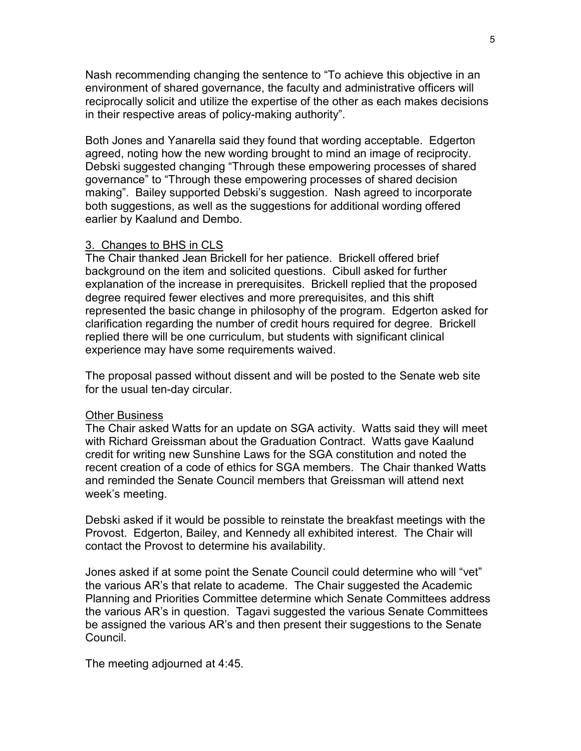Nash recommending changing the sentence to "To achieve this objective in an environment of shared governance, the faculty and administrative officers will reciprocally solicit and utilize the expertise of the other as each makes decisions in their respective areas of policy-making authority".

Both Jones and Yanarella said they found that wording acceptable. Edgerton agreed, noting how the new wording brought to mind an image of reciprocity. Debski suggested changing "Through these empowering processes of shared governance" to "Through these empowering processes of shared decision making". Bailey supported Debski's suggestion. Nash agreed to incorporate both suggestions, as well as the suggestions for additional wording offered earlier by Kaalund and Dembo.

3. Changes to BHS in CLS

The Chair thanked Jean Brickell for her patience. Brickell offered brief background on the item and solicited questions. Cibull asked for further explanation of the increase in prerequisites. Brickell replied that the proposed degree required fewer electives and more prerequisites, and this shift represented the basic change in philosophy of the program. Edgerton asked for clarification regarding the number of credit hours required for degree. Brickell replied there will be one curriculum, but students with significant clinical experience may have some requirements waived.

The proposal passed without dissent and will be posted to the Senate web site for the usual ten-day circular.

Other Business

The Chair asked Watts for an update on SGA activity. Watts said they will meet with Richard Greissman about the Graduation Contract. Watts gave Kaalund credit for writing new Sunshine Laws for the SGA constitution and noted the recent creation of a code of ethics for SGA members. The Chair thanked Watts and reminded the Senate Council members that Greissman will attend next week's meeting.

Debski asked if it would be possible to reinstate the breakfast meetings with the Provost. Edgerton, Bailey, and Kennedy all exhibited interest. The Chair will contact the Provost to determine his availability.

Jones asked if at some point the Senate Council could determine who will "vet" the various AR's that relate to academe. The Chair suggested the Academic Planning and Priorities Committee determine which Senate Committees address the various AR's in question. Tagavi suggested the various Senate Committees be assigned the various AR's and then present their suggestions to the Senate Council.

The meeting adjourned at 4:45.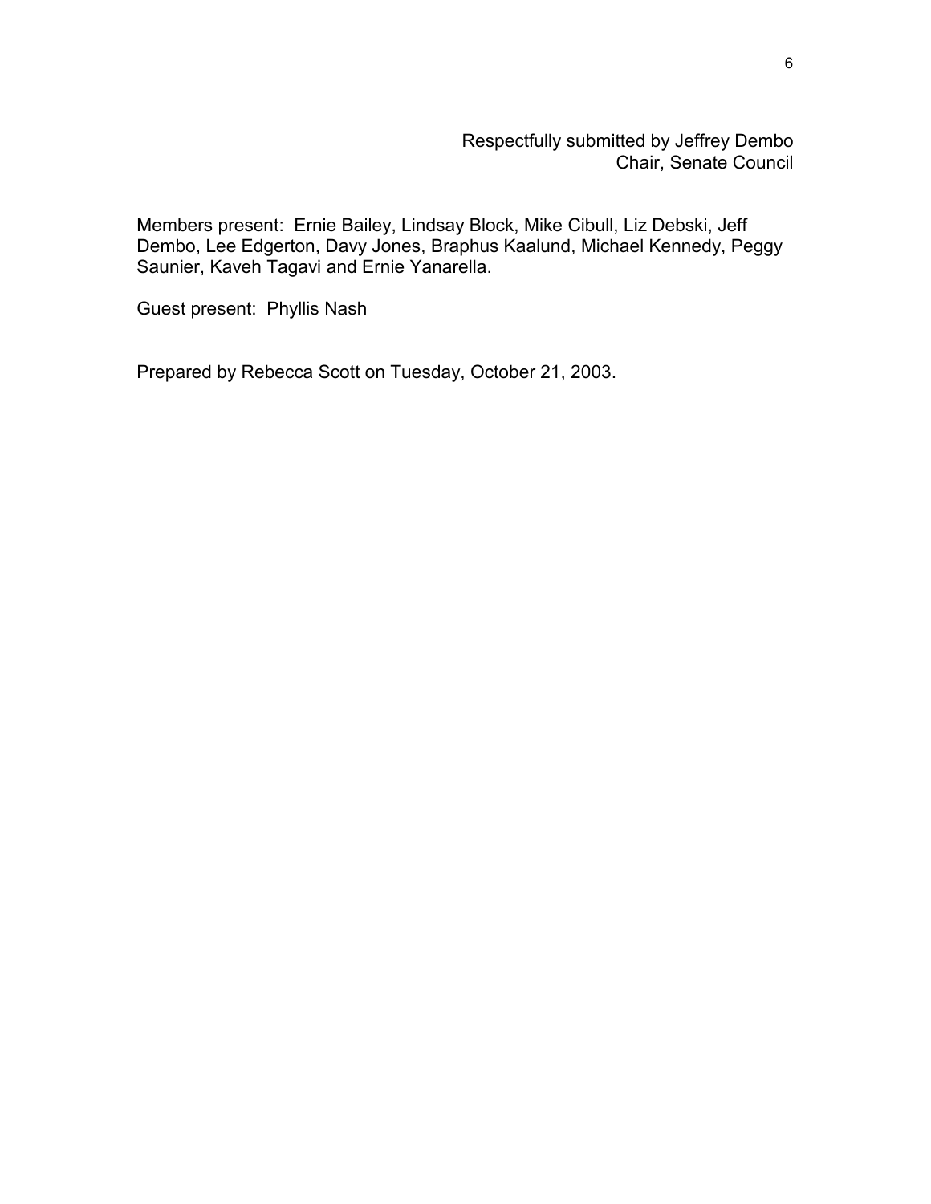Respectfully submitted by Jeffrey Dembo
Chair, Senate Council

Members present: Ernie Bailey, Lindsay Block, Mike Cibull, Liz Debski, Jeff Dembo, Lee Edgerton, Davy Jones, Braphus Kaalund, Michael Kennedy, Peggy Saunier, Kaveh Tagavi and Ernie Yanarella.

Guest present: Phyllis Nash

Prepared by Rebecca Scott on Tuesday, October 21, 2003.